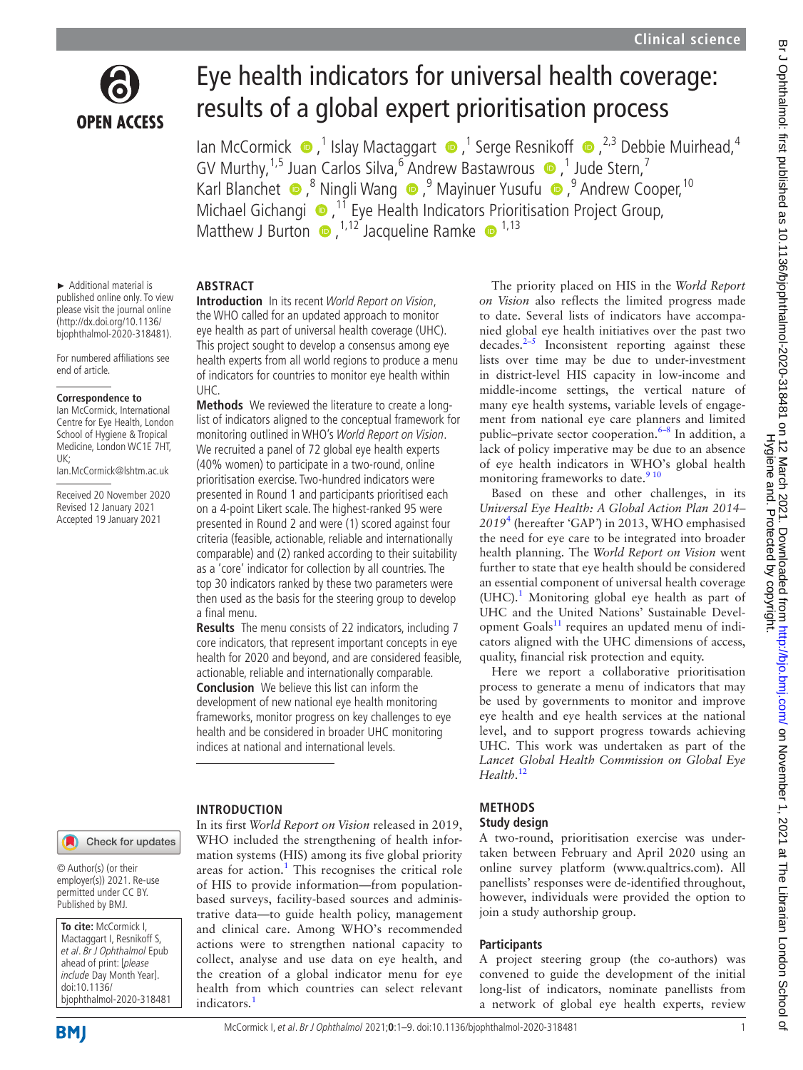# Eye health indicators for universal health coverage: results of a global expert prioritisation process

Ian McCormick,[1] Islay Mactaggart,[1] Serge Resnikoff,[2,3] Debbie Muirhead,[4] GV Murthy,[1,5] Juan Carlos Silva,[6] Andrew Bastawrous,[1] Jude Stern,[7] Karl Blanchet,[8] Ningli Wang,[9] Mayinuer Yusufu,[9] Andrew Cooper,[10] Michael Gichangi,[11] Eye Health Indicators Prioritisation Project Group, Matthew J Burton,[1,12] Jacqueline Ramke[1,13]

► Additional material is published online only. To view please visit the journal online (http://dx.doi.org/10.1136/bjophthalmol-2020-318481).

For numbered affiliations see end of article.

**Correspondence to** Ian McCormick, International Centre for Eye Health, London School of Hygiene & Tropical Medicine, London WC1E 7HT, UK; Ian.McCormick@lshtm.ac.uk

Received 20 November 2020
Revised 12 January 2021
Accepted 19 January 2021

© Author(s) (or their employer(s)) 2021. Re-use permitted under CC BY. Published by BMJ.

**To cite:** McCormick I, Mactaggart I, Resnikoff S, *et al*. *Br J Ophthalmol* Epub ahead of print: [*please include* Day Month Year]. doi:10.1136/bjophthalmol-2020-318481

## ABSTRACT

**Introduction** In its recent *World Report on Vision*, the WHO called for an updated approach to monitor eye health as part of universal health coverage (UHC). This project sought to develop a consensus among eye health experts from all world regions to produce a menu of indicators for countries to monitor eye health within UHC.

**Methods** We reviewed the literature to create a long-list of indicators aligned to the conceptual framework for monitoring outlined in WHO's *World Report on Vision*. We recruited a panel of 72 global eye health experts (40% women) to participate in a two-round, online prioritisation exercise. Two-hundred indicators were presented in Round 1 and participants prioritised each on a 4-point Likert scale. The highest-ranked 95 were presented in Round 2 and were (1) scored against four criteria (feasible, actionable, reliable and internationally comparable) and (2) ranked according to their suitability as a 'core' indicator for collection by all countries. The top 30 indicators ranked by these two parameters were then used as the basis for the steering group to develop a final menu.

**Results** The menu consists of 22 indicators, including 7 core indicators, that represent important concepts in eye health for 2020 and beyond, and are considered feasible, actionable, reliable and internationally comparable.

**Conclusion** We believe this list can inform the development of new national eye health monitoring frameworks, monitor progress on key challenges to eye health and be considered in broader UHC monitoring indices at national and international levels.

## INTRODUCTION

In its first *World Report on Vision* released in 2019, WHO included the strengthening of health information systems (HIS) among its five global priority areas for action.[1] This recognises the critical role of HIS to provide information—from population-based surveys, facility-based sources and administrative data—to guide health policy, management and clinical care. Among WHO's recommended actions were to strengthen national capacity to collect, analyse and use data on eye health, and the creation of a global indicator menu for eye health from which countries can select relevant indicators.[1]

The priority placed on HIS in the *World Report on Vision* also reflects the limited progress made to date. Several lists of indicators have accompanied global eye health initiatives over the past two decades.[2–5] Inconsistent reporting against these lists over time may be due to under-investment in district-level HIS capacity in low-income and middle-income settings, the vertical nature of many eye health systems, variable levels of engagement from national eye care planners and limited public–private sector cooperation.[6–8] In addition, a lack of policy imperative may be due to an absence of eye health indicators in WHO's global health monitoring frameworks to date.[9,10]

Based on these and other challenges, in its *Universal Eye Health: A Global Action Plan 2014–2019*[4] (hereafter 'GAP') in 2013, WHO emphasised the need for eye care to be integrated into broader health planning. The *World Report on Vision* went further to state that eye health should be considered an essential component of universal health coverage (UHC).[1] Monitoring global eye health as part of UHC and the United Nations' Sustainable Development Goals[11] requires an updated menu of indicators aligned with the UHC dimensions of access, quality, financial risk protection and equity.

Here we report a collaborative prioritisation process to generate a menu of indicators that may be used by governments to monitor and improve eye health and eye health services at the national level, and to support progress towards achieving UHC. This work was undertaken as part of the *Lancet Global Health Commission on Global Eye Health*.[12]

## METHODS

### Study design

A two-round, prioritisation exercise was undertaken between February and April 2020 using an online survey platform (www.qualtrics.com). All panellists' responses were de-identified throughout, however, individuals were provided the option to join a study authorship group.

### Participants

A project steering group (the co-authors) was convened to guide the development of the initial long-list of indicators, nominate panellists from a network of global eye health experts, review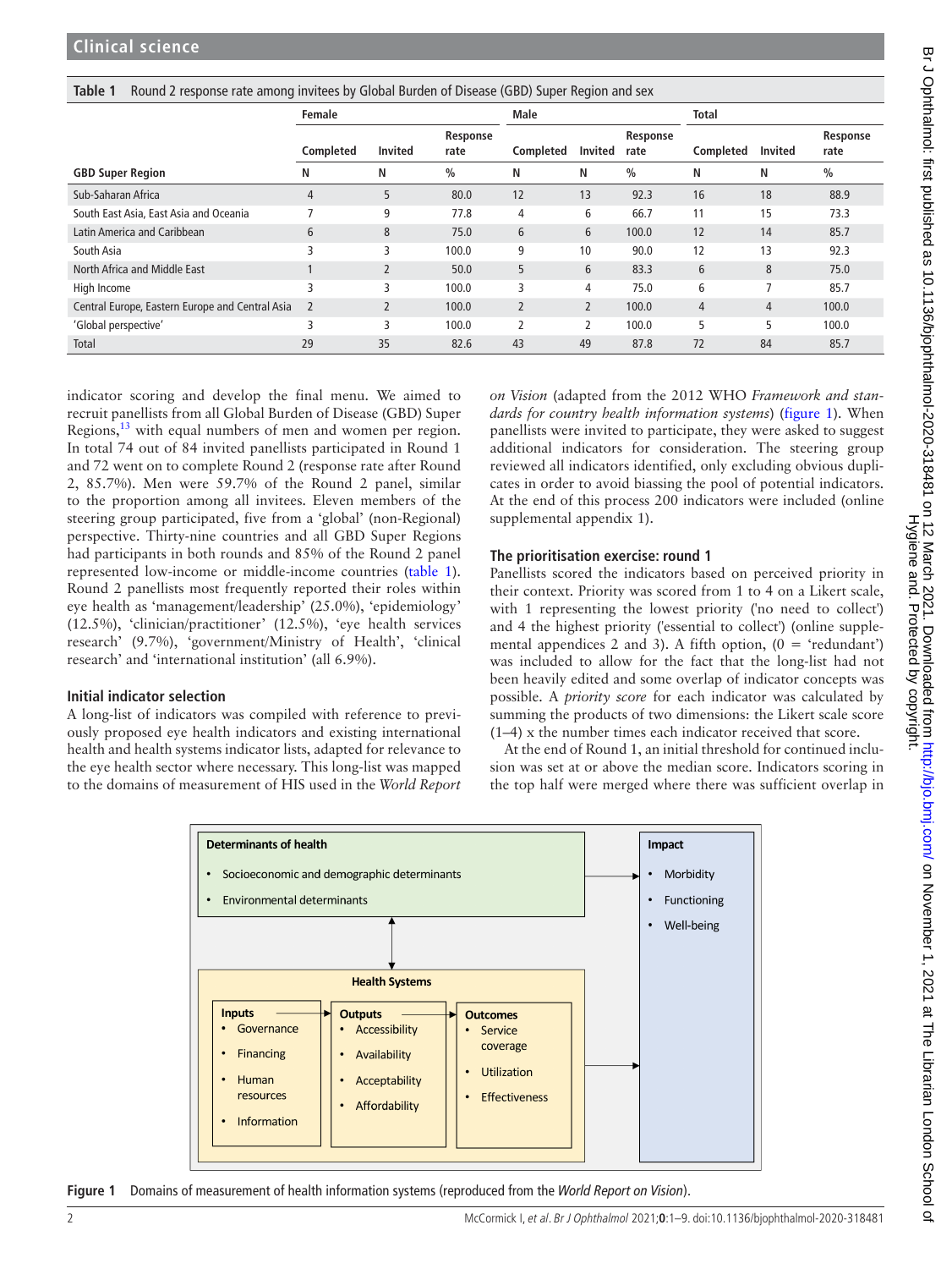**Table 1** Round 2 response rate among invitees by Global Burden of Disease (GBD) Super Region and sex

| | Female | | | Male | | | Total | | |
|---|---|---|---|---|---|---|---|---|---|
| | Completed | Invited | Response rate | Completed | Invited | Response rate | Completed | Invited | Response rate |
| **GBD Super Region** | N | N | % | N | N | % | N | N | % |
| Sub-Saharan Africa | 4 | 5 | 80.0 | 12 | 13 | 92.3 | 16 | 18 | 88.9 |
| South East Asia, East Asia and Oceania | 7 | 9 | 77.8 | 4 | 6 | 66.7 | 11 | 15 | 73.3 |
| Latin America and Caribbean | 6 | 8 | 75.0 | 6 | 6 | 100.0 | 12 | 14 | 85.7 |
| South Asia | 3 | 3 | 100.0 | 9 | 10 | 90.0 | 12 | 13 | 92.3 |
| North Africa and Middle East | 1 | 2 | 50.0 | 5 | 6 | 83.3 | 6 | 8 | 75.0 |
| High Income | 3 | 3 | 100.0 | 3 | 4 | 75.0 | 6 | 7 | 85.7 |
| Central Europe, Eastern Europe and Central Asia | 2 | 2 | 100.0 | 2 | 2 | 100.0 | 4 | 4 | 100.0 |
| 'Global perspective' | 3 | 3 | 100.0 | 2 | 2 | 100.0 | 5 | 5 | 100.0 |
| Total | 29 | 35 | 82.6 | 43 | 49 | 87.8 | 72 | 84 | 85.7 |

indicator scoring and develop the final menu. We aimed to recruit panellists from all Global Burden of Disease (GBD) Super Regions,[13] with equal numbers of men and women per region. In total 74 out of 84 invited panellists participated in Round 1 and 72 went on to complete Round 2 (response rate after Round 2, 85.7%). Men were 59.7% of the Round 2 panel, similar to the proportion among all invitees. Eleven members of the steering group participated, five from a 'global' (non-Regional) perspective. Thirty-nine countries and all GBD Super Regions had participants in both rounds and 85% of the Round 2 panel represented low-income or middle-income countries (table 1). Round 2 panellists most frequently reported their roles within eye health as 'management/leadership' (25.0%), 'epidemiology' (12.5%), 'clinician/practitioner' (12.5%), 'eye health services research' (9.7%), 'government/Ministry of Health', 'clinical research' and 'international institution' (all 6.9%).

### Initial indicator selection

A long-list of indicators was compiled with reference to previously proposed eye health indicators and existing international health and health systems indicator lists, adapted for relevance to the eye health sector where necessary. This long-list was mapped to the domains of measurement of HIS used in the *World Report on Vision* (adapted from the 2012 WHO *Framework and standards for country health information systems*) (figure 1). When panellists were invited to participate, they were asked to suggest additional indicators for consideration. The steering group reviewed all indicators identified, only excluding obvious duplicates in order to avoid biassing the pool of potential indicators. At the end of this process 200 indicators were included (online supplemental appendix 1).

### The prioritisation exercise: round 1

Panellists scored the indicators based on perceived priority in their context. Priority was scored from 1 to 4 on a Likert scale, with 1 representing the lowest priority ('no need to collect') and 4 the highest priority ('essential to collect') (online supplemental appendices 2 and 3). A fifth option, (0 = 'redundant') was included to allow for the fact that the long-list had not been heavily edited and some overlap of indicator concepts was possible. A *priority score* for each indicator was calculated by summing the products of two dimensions: the Likert scale score (1–4) x the number times each indicator received that score.

At the end of Round 1, an initial threshold for continued inclusion was set at or above the median score. Indicators scoring in the top half were merged where there was sufficient overlap in

**Determinants of health**
- Socioeconomic and demographic determinants
- Environmental determinants

**Impact**
- Morbidity
- Functioning
- Well-being

**Health Systems**

**Inputs**
- Governance
- Financing
- Human resources
- Information

**Outputs**
- Accessibility
- Availability
- Acceptability
- Affordability

**Outcomes**
- Service coverage
- Utilization
- Effectiveness

**Figure 1** Domains of measurement of health information systems (reproduced from the *World Report on Vision*).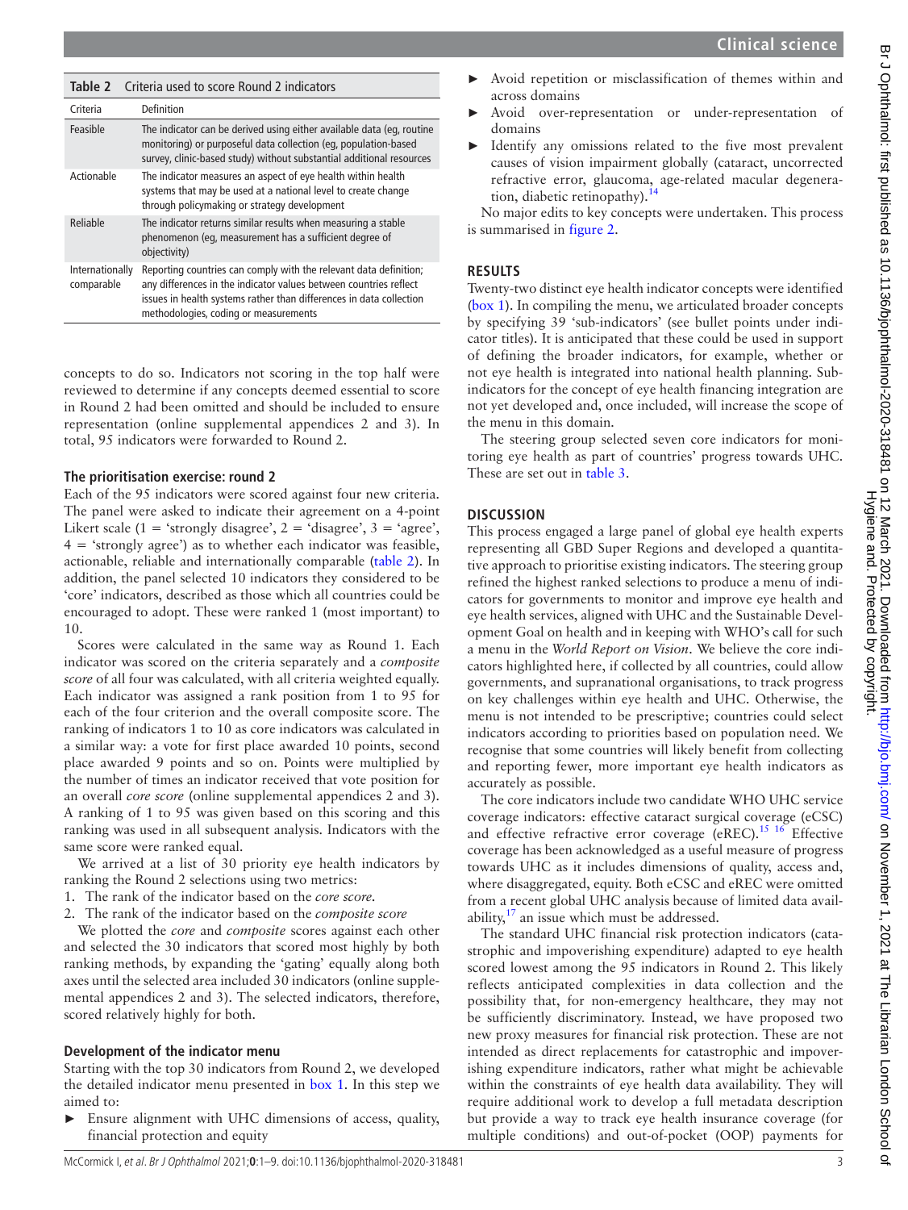**Table 2** Criteria used to score Round 2 indicators

| Criteria | Definition |
|---|---|
| Feasible | The indicator can be derived using either available data (eg, routine monitoring) or purposeful data collection (eg, population-based survey, clinic-based study) without substantial additional resources |
| Actionable | The indicator measures an aspect of eye health within health systems that may be used at a national level to create change through policymaking or strategy development |
| Reliable | The indicator returns similar results when measuring a stable phenomenon (eg, measurement has a sufficient degree of objectivity) |
| Internationally comparable | Reporting countries can comply with the relevant data definition; any differences in the indicator values between countries reflect issues in health systems rather than differences in data collection methodologies, coding or measurements |

concepts to do so. Indicators not scoring in the top half were reviewed to determine if any concepts deemed essential to score in Round 2 had been omitted and should be included to ensure representation (online supplemental appendices 2 and 3). In total, 95 indicators were forwarded to Round 2.

### The prioritisation exercise: round 2

Each of the 95 indicators were scored against four new criteria. The panel were asked to indicate their agreement on a 4-point Likert scale (1 = 'strongly disagree', 2 = 'disagree', 3 = 'agree', 4 = 'strongly agree') as to whether each indicator was feasible, actionable, reliable and internationally comparable (table 2). In addition, the panel selected 10 indicators they considered to be 'core' indicators, described as those which all countries could be encouraged to adopt. These were ranked 1 (most important) to 10.

Scores were calculated in the same way as Round 1. Each indicator was scored on the criteria separately and a *composite score* of all four was calculated, with all criteria weighted equally. Each indicator was assigned a rank position from 1 to 95 for each of the four criterion and the overall composite score. The ranking of indicators 1 to 10 as core indicators was calculated in a similar way: a vote for first place awarded 10 points, second place awarded 9 points and so on. Points were multiplied by the number of times an indicator received that vote position for an overall *core score* (online supplemental appendices 2 and 3). A ranking of 1 to 95 was given based on this scoring and this ranking was used in all subsequent analysis. Indicators with the same score were ranked equal.

We arrived at a list of 30 priority eye health indicators by ranking the Round 2 selections using two metrics:

1. The rank of the indicator based on the *core score*.
2. The rank of the indicator based on the *composite score*

We plotted the *core* and *composite* scores against each other and selected the 30 indicators that scored most highly by both ranking methods, by expanding the 'gating' equally along both axes until the selected area included 30 indicators (online supplemental appendices 2 and 3). The selected indicators, therefore, scored relatively highly for both.

### Development of the indicator menu

Starting with the top 30 indicators from Round 2, we developed the detailed indicator menu presented in box 1. In this step we aimed to:

- Ensure alignment with UHC dimensions of access, quality, financial protection and equity
- Avoid repetition or misclassification of themes within and across domains
- Avoid over-representation or under-representation of domains
- Identify any omissions related to the five most prevalent causes of vision impairment globally (cataract, uncorrected refractive error, glaucoma, age-related macular degeneration, diabetic retinopathy).[14]

No major edits to key concepts were undertaken. This process is summarised in figure 2.

## RESULTS

Twenty-two distinct eye health indicator concepts were identified (box 1). In compiling the menu, we articulated broader concepts by specifying 39 'sub-indicators' (see bullet points under indicator titles). It is anticipated that these could be used in support of defining the broader indicators, for example, whether or not eye health is integrated into national health planning. Sub-indicators for the concept of eye health financing integration are not yet developed and, once included, will increase the scope of the menu in this domain.

The steering group selected seven core indicators for monitoring eye health as part of countries' progress towards UHC. These are set out in table 3.

## DISCUSSION

This process engaged a large panel of global eye health experts representing all GBD Super Regions and developed a quantitative approach to prioritise existing indicators. The steering group refined the highest ranked selections to produce a menu of indicators for governments to monitor and improve eye health and eye health services, aligned with UHC and the Sustainable Development Goal on health and in keeping with WHO's call for such a menu in the *World Report on Vision*. We believe the core indicators highlighted here, if collected by all countries, could allow governments, and supranational organisations, to track progress on key challenges within eye health and UHC. Otherwise, the menu is not intended to be prescriptive; countries could select indicators according to priorities based on population need. We recognise that some countries will likely benefit from collecting and reporting fewer, more important eye health indicators as accurately as possible.

The core indicators include two candidate WHO UHC service coverage indicators: effective cataract surgical coverage (eCSC) and effective refractive error coverage (eREC).[15,16] Effective coverage has been acknowledged as a useful measure of progress towards UHC as it includes dimensions of quality, access and, where disaggregated, equity. Both eCSC and eREC were omitted from a recent global UHC analysis because of limited data availability,[17] an issue which must be addressed.

The standard UHC financial risk protection indicators (catastrophic and impoverishing expenditure) adapted to eye health scored lowest among the 95 indicators in Round 2. This likely reflects anticipated complexities in data collection and the possibility that, for non-emergency healthcare, they may not be sufficiently discriminatory. Instead, we have proposed two new proxy measures for financial risk protection. These are not intended as direct replacements for catastrophic and impoverishing expenditure indicators, rather what might be achievable within the constraints of eye health data availability. They will require additional work to develop a full metadata description but provide a way to track eye health insurance coverage (for multiple conditions) and out-of-pocket (OOP) payments for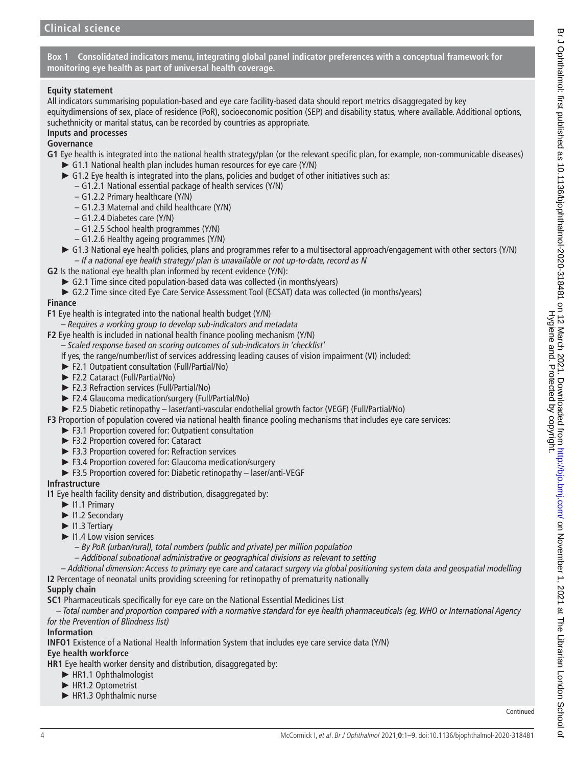**Box 1 Consolidated indicators menu, integrating global panel indicator preferences with a conceptual framework for monitoring eye health as part of universal health coverage.**

**Equity statement**

All indicators summarising population-based and eye care facility-based data should report metrics disaggregated by key equitydimensions of sex, place of residence (PoR), socioeconomic position (SEP) and disability status, where available. Additional options, suchethnicity or marital status, can be recorded by countries as appropriate.

**Inputs and processes**

**Governance**

**G1** Eye health is integrated into the national health strategy/plan (or the relevant specific plan, for example, non-communicable diseases)

- G1.1 National health plan includes human resources for eye care (Y/N)
- G1.2 Eye health is integrated into the plans, policies and budget of other initiatives such as:
  - G1.2.1 National essential package of health services (Y/N)
  - G1.2.2 Primary healthcare (Y/N)
  - G1.2.3 Maternal and child healthcare (Y/N)
  - G1.2.4 Diabetes care (Y/N)
  - G1.2.5 School health programmes (Y/N)
  - G1.2.6 Healthy ageing programmes (Y/N)
- G1.3 National eye health policies, plans and programmes refer to a multisectoral approach/engagement with other sectors (Y/N)
  - *If a national eye health strategy/ plan is unavailable or not up-to-date, record as N*

**G2** Is the national eye health plan informed by recent evidence (Y/N):

- G2.1 Time since cited population-based data was collected (in months/years)
- G2.2 Time since cited Eye Care Service Assessment Tool (ECSAT) data was collected (in months/years)

**Finance**

**F1** Eye health is integrated into the national health budget (Y/N)

– *Requires a working group to develop sub-indicators and metadata*

**F2** Eye health is included in national health finance pooling mechanism (Y/N)

– *Scaled response based on scoring outcomes of sub-indicators in 'checklist'*

If yes, the range/number/list of services addressing leading causes of vision impairment (VI) included:

- F2.1 Outpatient consultation (Full/Partial/No)
- F2.2 Cataract (Full/Partial/No)
- F2.3 Refraction services (Full/Partial/No)
- F2.4 Glaucoma medication/surgery (Full/Partial/No)
- F2.5 Diabetic retinopathy – laser/anti-vascular endothelial growth factor (VEGF) (Full/Partial/No)

**F3** Proportion of population covered via national health finance pooling mechanisms that includes eye care services:

- F3.1 Proportion covered for: Outpatient consultation
- F3.2 Proportion covered for: Cataract
- F3.3 Proportion covered for: Refraction services
- F3.4 Proportion covered for: Glaucoma medication/surgery
- F3.5 Proportion covered for: Diabetic retinopathy – laser/anti-VEGF

**Infrastructure**

**I1** Eye health facility density and distribution, disaggregated by:

- I1.1 Primary
- I1.2 Secondary
- I1.3 Tertiary
- I1.4 Low vision services
  - *By PoR (urban/rural), total numbers (public and private) per million population*
  - *Additional subnational administrative or geographical divisions as relevant to setting*

– *Additional dimension: Access to primary eye care and cataract surgery via global positioning system data and geospatial modelling*

**I2** Percentage of neonatal units providing screening for retinopathy of prematurity nationally

**Supply chain**

**SC1** Pharmaceuticals specifically for eye care on the National Essential Medicines List

– *Total number and proportion compared with a normative standard for eye health pharmaceuticals (eg, WHO or International Agency for the Prevention of Blindness list)*

**Information**

**INFO1** Existence of a National Health Information System that includes eye care service data (Y/N)

**Eye health workforce**

**HR1** Eye health worker density and distribution, disaggregated by:

- HR1.1 Ophthalmologist
- HR1.2 Optometrist
- HR1.3 Ophthalmic nurse

Continued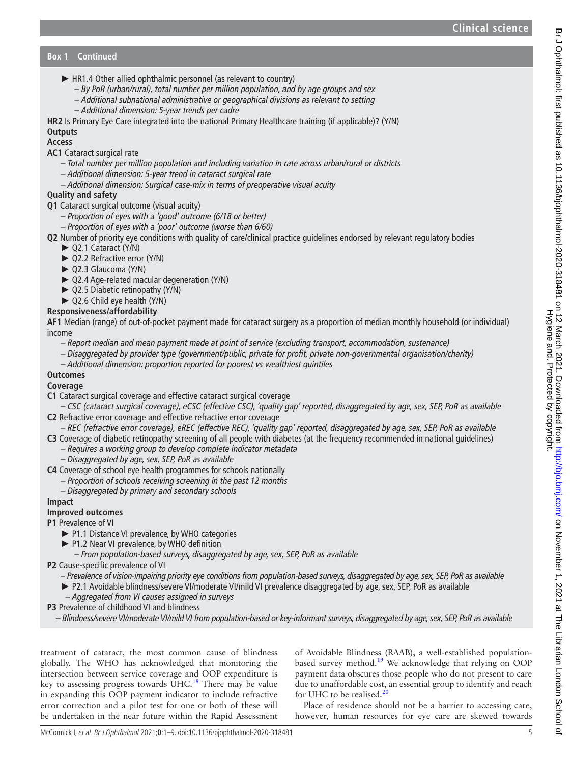**Box 1 Continued**

- HR1.4 Other allied ophthalmic personnel (as relevant to country)
  - *– By PoR (urban/rural), total number per million population, and by age groups and sex*
  - *– Additional subnational administrative or geographical divisions as relevant to setting*
  - *– Additional dimension: 5-year trends per cadre*

**HR2** Is Primary Eye Care integrated into the national Primary Healthcare training (if applicable)? (Y/N)

**Outputs**

**Access**

**AC1** Cataract surgical rate

- *– Total number per million population and including variation in rate across urban/rural or districts*
- *– Additional dimension: 5-year trend in cataract surgical rate*
- *– Additional dimension: Surgical case-mix in terms of preoperative visual acuity*

**Quality and safety**

**Q1** Cataract surgical outcome (visual acuity)

- *– Proportion of eyes with a 'good' outcome (6/18 or better)*
- *– Proportion of eyes with a 'poor' outcome (worse than 6/60)*

**Q2** Number of priority eye conditions with quality of care/clinical practice guidelines endorsed by relevant regulatory bodies

- Q2.1 Cataract (Y/N)
- Q2.2 Refractive error (Y/N)
- Q2.3 Glaucoma (Y/N)
- Q2.4 Age-related macular degeneration (Y/N)
- Q2.5 Diabetic retinopathy (Y/N)
- Q2.6 Child eye health (Y/N)

**Responsiveness/affordability**

**AF1** Median (range) of out-of-pocket payment made for cataract surgery as a proportion of median monthly household (or individual) income

- *– Report median and mean payment made at point of service (excluding transport, accommodation, sustenance)*
- *– Disaggregated by provider type (government/public, private for profit, private non-governmental organisation/charity)*
- *– Additional dimension: proportion reported for poorest vs wealthiest quintiles*

**Outcomes**

**Coverage**

**C1** Cataract surgical coverage and effective cataract surgical coverage

- *– CSC (cataract surgical coverage), eCSC (effective CSC), 'quality gap' reported, disaggregated by age, sex, SEP, PoR as available*

**C2** Refractive error coverage and effective refractive error coverage

- *– REC (refractive error coverage), eREC (effective REC), 'quality gap' reported, disaggregated by age, sex, SEP, PoR as available*

**C3** Coverage of diabetic retinopathy screening of all people with diabetes (at the frequency recommended in national guidelines)

- *– Requires a working group to develop complete indicator metadata*
- *– Disaggregated by age, sex, SEP, PoR as available*

**C4** Coverage of school eye health programmes for schools nationally

- *– Proportion of schools receiving screening in the past 12 months*
- *– Disaggregated by primary and secondary schools*

**Impact**

**Improved outcomes**

**P1** Prevalence of VI

- P1.1 Distance VI prevalence, by WHO categories
- P1.2 Near VI prevalence, by WHO definition
  - *– From population-based surveys, disaggregated by age, sex, SEP, PoR as available*

**P2** Cause-specific prevalence of VI

- *– Prevalence of vision-impairing priority eye conditions from population-based surveys, disaggregated by age, sex, SEP, PoR as available*
- P2.1 Avoidable blindness/severe VI/moderate VI/mild VI prevalence disaggregated by age, sex, SEP, PoR as available
  - *– Aggregated from VI causes assigned in surveys*

**P3** Prevalence of childhood VI and blindness

- *– Blindness/severe VI/moderate VI/mild VI from population-based or key-informant surveys, disaggregated by age, sex, SEP, PoR as available*

treatment of cataract, the most common cause of blindness globally. The WHO has acknowledged that monitoring the intersection between service coverage and OOP expenditure is key to assessing progress towards UHC.[18] There may be value in expanding this OOP payment indicator to include refractive error correction and a pilot test for one or both of these will be undertaken in the near future within the Rapid Assessment of Avoidable Blindness (RAAB), a well-established population-based survey method.[19] We acknowledge that relying on OOP payment data obscures those people who do not present to care due to unaffordable cost, an essential group to identify and reach for UHC to be realised.[20]

Place of residence should not be a barrier to accessing care, however, human resources for eye care are skewed towards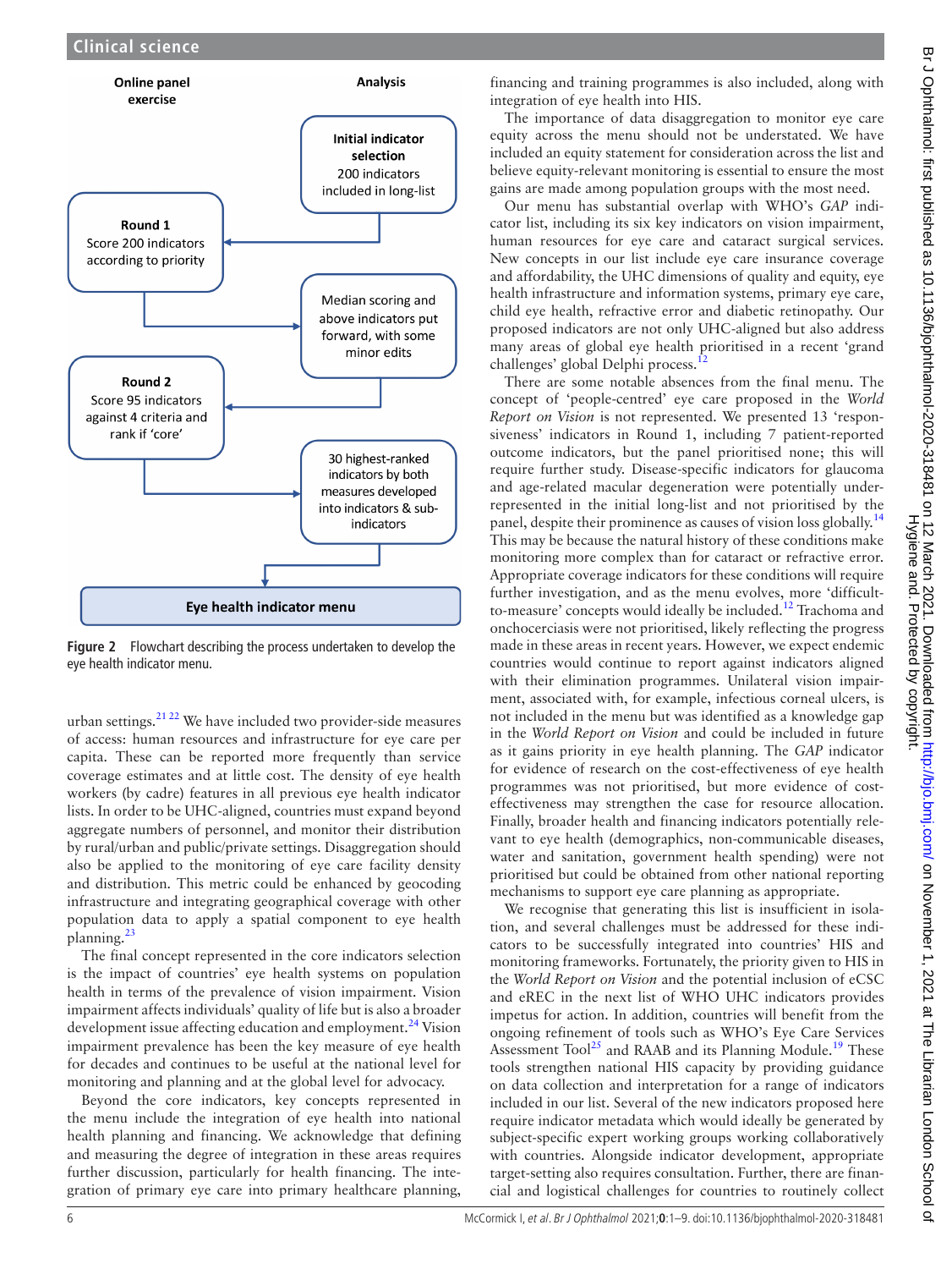**Online panel exercise** | **Analysis**

**Initial indicator selection**
200 indicators included in long-list

**Round 1**
Score 200 indicators according to priority

Median scoring and above indicators put forward, with some minor edits

**Round 2**
Score 95 indicators against 4 criteria and rank if 'core'

30 highest-ranked indicators by both measures developed into indicators & sub-indicators

**Eye health indicator menu**

**Figure 2** Flowchart describing the process undertaken to develop the eye health indicator menu.

urban settings.[21 22] We have included two provider-side measures of access: human resources and infrastructure for eye care per capita. These can be reported more frequently than service coverage estimates and at little cost. The density of eye health workers (by cadre) features in all previous eye health indicator lists. In order to be UHC-aligned, countries must expand beyond aggregate numbers of personnel, and monitor their distribution by rural/urban and public/private settings. Disaggregation should also be applied to the monitoring of eye care facility density and distribution. This metric could be enhanced by geocoding infrastructure and integrating geographical coverage with other population data to apply a spatial component to eye health planning.[23]

The final concept represented in the core indicators selection is the impact of countries' eye health systems on population health in terms of the prevalence of vision impairment. Vision impairment affects individuals' quality of life but is also a broader development issue affecting education and employment.[24] Vision impairment prevalence has been the key measure of eye health for decades and continues to be useful at the national level for monitoring and planning and at the global level for advocacy.

Beyond the core indicators, key concepts represented in the menu include the integration of eye health into national health planning and financing. We acknowledge that defining and measuring the degree of integration in these areas requires further discussion, particularly for health financing. The integration of primary eye care into primary healthcare planning, financing and training programmes is also included, along with integration of eye health into HIS.

The importance of data disaggregation to monitor eye care equity across the menu should not be understated. We have included an equity statement for consideration across the list and believe equity-relevant monitoring is essential to ensure the most gains are made among population groups with the most need.

Our menu has substantial overlap with WHO's *GAP* indicator list, including its six key indicators on vision impairment, human resources for eye care and cataract surgical services. New concepts in our list include eye care insurance coverage and affordability, the UHC dimensions of quality and equity, eye health infrastructure and information systems, primary eye care, child eye health, refractive error and diabetic retinopathy. Our proposed indicators are not only UHC-aligned but also address many areas of global eye health prioritised in a recent 'grand challenges' global Delphi process.[12]

There are some notable absences from the final menu. The concept of 'people-centred' eye care proposed in the *World Report on Vision* is not represented. We presented 13 'responsiveness' indicators in Round 1, including 7 patient-reported outcome indicators, but the panel prioritised none; this will require further study. Disease-specific indicators for glaucoma and age-related macular degeneration were potentially underrepresented in the initial long-list and not prioritised by the panel, despite their prominence as causes of vision loss globally.[14] This may be because the natural history of these conditions make monitoring more complex than for cataract or refractive error. Appropriate coverage indicators for these conditions will require further investigation, and as the menu evolves, more 'difficult-to-measure' concepts would ideally be included.[12] Trachoma and onchocerciasis were not prioritised, likely reflecting the progress made in these areas in recent years. However, we expect endemic countries would continue to report against indicators aligned with their elimination programmes. Unilateral vision impairment, associated with, for example, infectious corneal ulcers, is not included in the menu but was identified as a knowledge gap in the *World Report on Vision* and could be included in future as it gains priority in eye health planning. The *GAP* indicator for evidence of research on the cost-effectiveness of eye health programmes was not prioritised, but more evidence of cost-effectiveness may strengthen the case for resource allocation. Finally, broader health and financing indicators potentially relevant to eye health (demographics, non-communicable diseases, water and sanitation, government health spending) were not prioritised but could be obtained from other national reporting mechanisms to support eye care planning as appropriate.

We recognise that generating this list is insufficient in isolation, and several challenges must be addressed for these indicators to be successfully integrated into countries' HIS and monitoring frameworks. Fortunately, the priority given to HIS in the *World Report on Vision* and the potential inclusion of eCSC and eREC in the next list of WHO UHC indicators provides impetus for action. In addition, countries will benefit from the ongoing refinement of tools such as WHO's Eye Care Services Assessment Tool[25] and RAAB and its Planning Module.[19] These tools strengthen national HIS capacity by providing guidance on data collection and interpretation for a range of indicators included in our list. Several of the new indicators proposed here require indicator metadata which would ideally be generated by subject-specific expert working groups working collaboratively with countries. Alongside indicator development, appropriate target-setting also requires consultation. Further, there are financial and logistical challenges for countries to routinely collect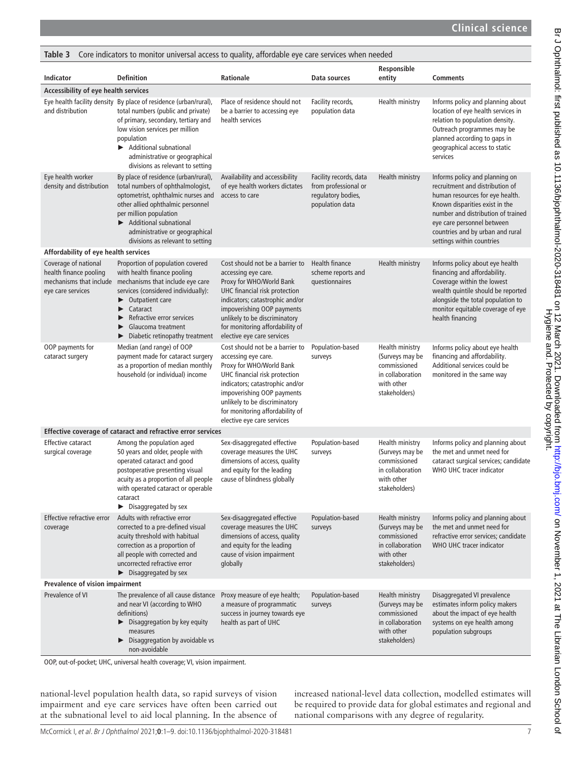**Table 3** Core indicators to monitor universal access to quality, affordable eye care services when needed

| Indicator | Definition | Rationale | Data sources | Responsible entity | Comments |
|---|---|---|---|---|---|
| **Accessibility of eye health services** | | | | | |
| Eye health facility density and distribution | By place of residence (urban/rural), total numbers (public and private) of primary, secondary, tertiary and low vision services per million population ► Additional subnational administrative or geographical divisions as relevant to setting | Place of residence should not be a barrier to accessing eye health services | Facility records, population data | Health ministry | Informs policy and planning about location of eye health services in relation to population density. Outreach programmes may be planned according to gaps in geographical access to static services |
| Eye health worker density and distribution | By place of residence (urban/rural), total numbers of ophthalmologist, optometrist, ophthalmic nurses and other allied ophthalmic personnel per million population ► Additional subnational administrative or geographical divisions as relevant to setting | Availability and accessibility of eye health workers dictates access to care | Facility records, data from professional or regulatory bodies, population data | Health ministry | Informs policy and planning on recruitment and distribution of human resources for eye health. Known disparities exist in the number and distribution of trained eye care personnel between countries and by urban and rural settings within countries |
| **Affordability of eye health services** | | | | | |
| Coverage of national health finance pooling mechanisms that include eye care services | Proportion of population covered with health finance pooling mechanisms that include eye care services (considered individually): ► Outpatient care ► Cataract ► Refractive error services ► Glaucoma treatment ► Diabetic retinopathy treatment | Cost should not be a barrier to accessing eye care. Proxy for WHO/World Bank UHC financial risk protection indicators; catastrophic and/or impoverishing OOP payments unlikely to be discriminatory for monitoring affordability of elective eye care services | Health finance scheme reports and questionnaires | Health ministry | Informs policy about eye health financing and affordability. Coverage within the lowest wealth quintile should be reported alongside the total population to monitor equitable coverage of eye health financing |
| OOP payments for cataract surgery | Median (and range) of OOP payment made for cataract surgery as a proportion of median monthly household (or individual) income | Cost should not be a barrier to accessing eye care. Proxy for WHO/World Bank UHC financial risk protection indicators; catastrophic and/or impoverishing OOP payments unlikely to be discriminatory for monitoring affordability of elective eye care services | Population-based surveys | Health ministry (Surveys may be commissioned in collaboration with other stakeholders) | Informs policy about eye health financing and affordability. Additional services could be monitored in the same way |
| **Effective coverage of cataract and refractive error services** | | | | | |
| Effective cataract surgical coverage | Among the population aged 50 years and older, people with operated cataract and good postoperative presenting visual acuity as a proportion of all people with operated cataract or operable cataract ► Disaggregated by sex | Sex-disaggregated effective coverage measures the UHC dimensions of access, quality and equity for the leading cause of blindness globally | Population-based surveys | Health ministry (Surveys may be commissioned in collaboration with other stakeholders) | Informs policy and planning about the met and unmet need for cataract surgical services; candidate WHO UHC tracer indicator |
| Effective refractive error coverage | Adults with refractive error corrected to a pre-defined visual acuity threshold with habitual correction as a proportion of all people with corrected and uncorrected refractive error ► Disaggregated by sex | Sex-disaggregated effective coverage measures the UHC dimensions of access, quality and equity for the leading cause of vision impairment globally | Population-based surveys | Health ministry (Surveys may be commissioned in collaboration with other stakeholders) | Informs policy and planning about the met and unmet need for refractive error services; candidate WHO UHC tracer indicator |
| **Prevalence of vision impairment** | | | | | |
| Prevalence of VI | The prevalence of all cause distance and near VI (according to WHO definitions) ► Disaggregation by key equity measures ► Disaggregation by avoidable vs non-avoidable | Proxy measure of eye health; a measure of programmatic success in journey towards eye health as part of UHC | Population-based surveys | Health ministry (Surveys may be commissioned in collaboration with other stakeholders) | Disaggregated VI prevalence estimates inform policy makers about the impact of eye health systems on eye health among population subgroups |

OOP, out-of-pocket; UHC, universal health coverage; VI, vision impairment.

national-level population health data, so rapid surveys of vision impairment and eye care services have often been carried out at the subnational level to aid local planning. In the absence of increased national-level data collection, modelled estimates will be required to provide data for global estimates and regional and national comparisons with any degree of regularity.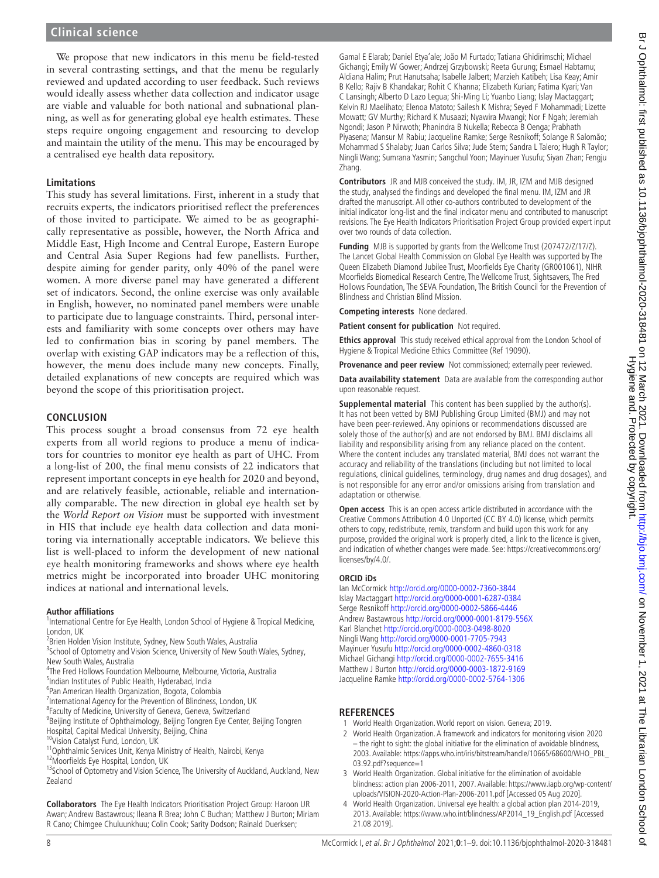We propose that new indicators in this menu be field-tested in several contrasting settings, and that the menu be regularly reviewed and updated according to user feedback. Such reviews would ideally assess whether data collection and indicator usage are viable and valuable for both national and subnational planning, as well as for generating global eye health estimates. These steps require ongoing engagement and resourcing to develop and maintain the utility of the menu. This may be encouraged by a centralised eye health data repository.

### Limitations

This study has several limitations. First, inherent in a study that recruits experts, the indicators prioritised reflect the preferences of those invited to participate. We aimed to be as geographically representative as possible, however, the North Africa and Middle East, High Income and Central Europe, Eastern Europe and Central Asia Super Regions had few panellists. Further, despite aiming for gender parity, only 40% of the panel were women. A more diverse panel may have generated a different set of indicators. Second, the online exercise was only available in English, however, no nominated panel members were unable to participate due to language constraints. Third, personal interests and familiarity with some concepts over others may have led to confirmation bias in scoring by panel members. The overlap with existing GAP indicators may be a reflection of this, however, the menu does include many new concepts. Finally, detailed explanations of new concepts are required which was beyond the scope of this prioritisation project.

## CONCLUSION

This process sought a broad consensus from 72 eye health experts from all world regions to produce a menu of indicators for countries to monitor eye health as part of UHC. From a long-list of 200, the final menu consists of 22 indicators that represent important concepts in eye health for 2020 and beyond, and are relatively feasible, actionable, reliable and internationally comparable. The new direction in global eye health set by the *World Report on Vision* must be supported with investment in HIS that include eye health data collection and data monitoring via internationally acceptable indicators. We believe this list is well-placed to inform the development of new national eye health monitoring frameworks and shows where eye health metrics might be incorporated into broader UHC monitoring indices at national and international levels.

**Author affiliations**

[1]International Centre for Eye Health, London School of Hygiene & Tropical Medicine, London, UK
[2]Brien Holden Vision Institute, Sydney, New South Wales, Australia
[3]School of Optometry and Vision Science, University of New South Wales, Sydney, New South Wales, Australia
[4]The Fred Hollows Foundation Melbourne, Melbourne, Victoria, Australia
[5]Indian Institutes of Public Health, Hyderabad, India
[6]Pan American Health Organization, Bogota, Colombia
[7]International Agency for the Prevention of Blindness, London, UK
[8]Faculty of Medicine, University of Geneva, Geneva, Switzerland
[9]Beijing Institute of Ophthalmology, Beijing Tongren Eye Center, Beijing Tongren Hospital, Capital Medical University, Beijing, China
[10]Vision Catalyst Fund, London, UK
[11]Ophthalmic Services Unit, Kenya Ministry of Health, Nairobi, Kenya
[12]Moorfields Eye Hospital, London, UK
[13]School of Optometry and Vision Science, The University of Auckland, Auckland, New Zealand

**Collaborators** The Eye Health Indicators Prioritisation Project Group: Haroon UR Awan; Andrew Bastawrous; Ileana R Brea; John C Buchan; Matthew J Burton; Miriam R Cano; Chimgee Chuluunkhuu; Colin Cook; Sarity Dodson; Rainald Duerksen; Gamal E Elarab; Daniel Etya'ale; João M Furtado; Tatiana Ghidirimschi; Michael Gichangi; Emily W Gower; Andrzej Grzybowski; Reeta Gurung; Esmael Habtamu; Aldiana Halim; Prut Hanutsaha; Isabelle Jalbert; Marzieh Katibeh; Lisa Keay; Amir B Kello; Rajiv B Khandakar; Rohit C Khanna; Elizabeth Kurian; Fatima Kyari; Van C Lansingh; Alberto D Lazo Legua; Shi-Ming Li; Yuanbo Liang; Islay Mactaggart; Kelvin RJ Maelihato; Elenoa Matoto; Sailesh K Mishra; Seyed F Mohammadi; Lizette Mowatt; GV Murthy; Richard K Musaazi; Nyawira Mwangi; Nor F Ngah; Jeremiah Ngondi; Jason P Nirwoth; Phanindra B Nukella; Rebecca B Oenga; Prabhath Piyasena; Mansur M Rabiu; Jacqueline Ramke; Serge Resnikoff; Solange R Salomão; Mohammad S Shalaby; Juan Carlos Silva; Jude Stern; Sandra L Talero; Hugh R Taylor; Ningli Wang; Sumrana Yasmin; Sangchul Yoon; Mayinuer Yusufu; Siyan Zhan; Fengju Zhang.

**Contributors** JR and MJB conceived the study. IM, JR, IZM and MJB designed the study, analysed the findings and developed the final menu. IM, IZM and JR drafted the manuscript. All other co-authors contributed to development of the initial indicator long-list and the final indicator menu and contributed to manuscript revisions. The Eye Health Indicators Prioritisation Project Group provided expert input over two rounds of data collection.

**Funding** MJB is supported by grants from the Wellcome Trust (207472/Z/17/Z). The Lancet Global Health Commission on Global Eye Health was supported by The Queen Elizabeth Diamond Jubilee Trust, Moorfields Eye Charity (GR001061), NIHR Moorfields Biomedical Research Centre, The Wellcome Trust, Sightsavers, The Fred Hollows Foundation, The SEVA Foundation, The British Council for the Prevention of Blindness and Christian Blind Mission.

**Competing interests** None declared.

**Patient consent for publication** Not required.

**Ethics approval** This study received ethical approval from the London School of Hygiene & Tropical Medicine Ethics Committee (Ref 19090).

**Provenance and peer review** Not commissioned; externally peer reviewed.

**Data availability statement** Data are available from the corresponding author upon reasonable request.

**Supplemental material** This content has been supplied by the author(s). It has not been vetted by BMJ Publishing Group Limited (BMJ) and may not have been peer-reviewed. Any opinions or recommendations discussed are solely those of the author(s) and are not endorsed by BMJ. BMJ disclaims all liability and responsibility arising from any reliance placed on the content. Where the content includes any translated material, BMJ does not warrant the accuracy and reliability of the translations (including but not limited to local regulations, clinical guidelines, terminology, drug names and drug dosages), and is not responsible for any error and/or omissions arising from translation and adaptation or otherwise.

**Open access** This is an open access article distributed in accordance with the Creative Commons Attribution 4.0 Unported (CC BY 4.0) license, which permits others to copy, redistribute, remix, transform and build upon this work for any purpose, provided the original work is properly cited, a link to the licence is given, and indication of whether changes were made. See: https://creativecommons.org/licenses/by/4.0/.

**ORCID iDs**

Ian McCormick http://orcid.org/0000-0002-7360-3844
Islay Mactaggart http://orcid.org/0000-0001-6287-0384
Serge Resnikoff http://orcid.org/0000-0002-5866-4446
Andrew Bastawrous http://orcid.org/0000-0001-8179-556X
Karl Blanchet http://orcid.org/0000-0003-0498-8020
Ningli Wang http://orcid.org/0000-0001-7705-7943
Mayinuer Yusufu http://orcid.org/0000-0002-4860-0318
Michael Gichangi http://orcid.org/0000-0002-7655-3416
Matthew J Burton http://orcid.org/0000-0003-1872-9169
Jacqueline Ramke http://orcid.org/0000-0002-5764-1306

## REFERENCES

1. World Health Organization. World report on vision. Geneva; 2019.
2. World Health Organization. A framework and indicators for monitoring vision 2020 – the right to sight: the global initiative for the elimination of avoidable blindness, 2003. Available: https://apps.who.int/iris/bitstream/handle/10665/68600/WHO_PBL_03.92.pdf?sequence=1
3. World Health Organization. Global initiative for the elimination of avoidable blindness: action plan 2006-2011, 2007. Available: https://www.iapb.org/wp-content/uploads/VISION-2020-Action-Plan-2006-2011.pdf [Accessed 05 Aug 2020].
4. World Health Organization. Universal eye health: a global action plan 2014-2019, 2013. Available: https://www.who.int/blindness/AP2014_19_English.pdf [Accessed 21.08 2019].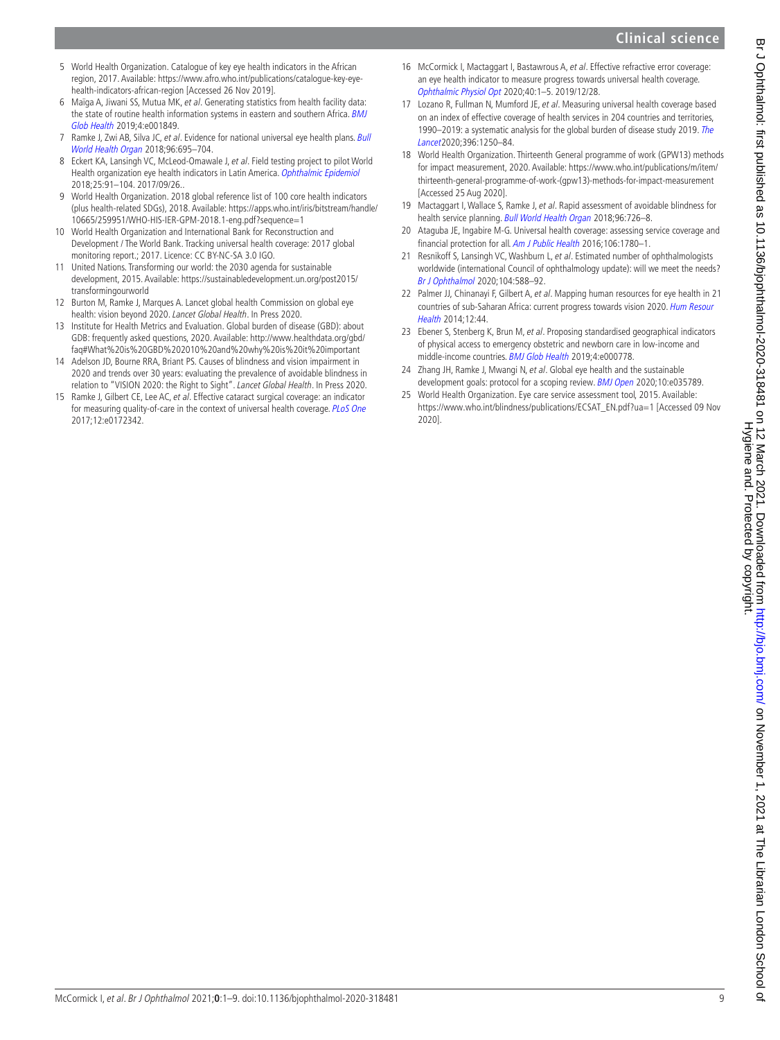5 World Health Organization. Catalogue of key eye health indicators in the African region, 2017. Available: https://www.afro.who.int/publications/catalogue-key-eye-health-indicators-african-region [Accessed 26 Nov 2019].

6 Maïga A, Jiwani SS, Mutua MK, *et al*. Generating statistics from health facility data: the state of routine health information systems in eastern and southern Africa. *BMJ Glob Health* 2019;4:e001849.

7 Ramke J, Zwi AB, Silva JC, *et al*. Evidence for national universal eye health plans. *Bull World Health Organ* 2018;96:695–704.

8 Eckert KA, Lansingh VC, McLeod-Omawale J, *et al*. Field testing project to pilot World Health organization eye health indicators in Latin America. *Ophthalmic Epidemiol* 2018;25:91–104. 2017/09/26..

9 World Health Organization. 2018 global reference list of 100 core health indicators (plus health-related SDGs), 2018. Available: https://apps.who.int/iris/bitstream/handle/10665/259951/WHO-HIS-IER-GPM-2018.1-eng.pdf?sequence=1

10 World Health Organization and International Bank for Reconstruction and Development / The World Bank. Tracking universal health coverage: 2017 global monitoring report.; 2017. Licence: CC BY-NC-SA 3.0 IGO.

11 United Nations. Transforming our world: the 2030 agenda for sustainable development, 2015. Available: https://sustainabledevelopment.un.org/post2015/transformingourworld

12 Burton M, Ramke J, Marques A. Lancet global health Commission on global eye health: vision beyond 2020. *Lancet Global Health*. In Press 2020.

13 Institute for Health Metrics and Evaluation. Global burden of disease (GBD): about GDB: frequently asked questions, 2020. Available: http://www.healthdata.org/gbd/faq#What%20is%20GBD%202010%20and%20why%20is%20it%20important

14 Adelson JD, Bourne RRA, Briant PS. Causes of blindness and vision impairment in 2020 and trends over 30 years: evaluating the prevalence of avoidable blindness in relation to "VISION 2020: the Right to Sight". *Lancet Global Health*. In Press 2020.

15 Ramke J, Gilbert CE, Lee AC, *et al*. Effective cataract surgical coverage: an indicator for measuring quality-of-care in the context of universal health coverage. *PLoS One* 2017;12:e0172342.

16 McCormick I, Mactaggart I, Bastawrous A, *et al*. Effective refractive error coverage: an eye health indicator to measure progress towards universal health coverage. *Ophthalmic Physiol Opt* 2020;40:1–5. 2019/12/28.

17 Lozano R, Fullman N, Mumford JE, *et al*. Measuring universal health coverage based on an index of effective coverage of health services in 204 countries and territories, 1990–2019: a systematic analysis for the global burden of disease study 2019. *The Lancet*2020;396:1250–84.

18 World Health Organization. Thirteenth General programme of work (GPW13) methods for impact measurement, 2020. Available: https://www.who.int/publications/m/item/thirteenth-general-programme-of-work-(gpw13)-methods-for-impact-measurement [Accessed 25 Aug 2020].

19 Mactaggart I, Wallace S, Ramke J, *et al*. Rapid assessment of avoidable blindness for health service planning. *Bull World Health Organ* 2018;96:726–8.

20 Ataguba JE, Ingabire M-G. Universal health coverage: assessing service coverage and financial protection for all. *Am J Public Health* 2016;106:1780–1.

21 Resnikoff S, Lansingh VC, Washburn L, *et al*. Estimated number of ophthalmologists worldwide (international Council of ophthalmology update): will we meet the needs? *Br J Ophthalmol* 2020;104:588–92.

22 Palmer JJ, Chinanayi F, Gilbert A, *et al*. Mapping human resources for eye health in 21 countries of sub-Saharan Africa: current progress towards vision 2020. *Hum Resour Health* 2014;12:44.

23 Ebener S, Stenberg K, Brun M, *et al*. Proposing standardised geographical indicators of physical access to emergency obstetric and newborn care in low-income and middle-income countries. *BMJ Glob Health* 2019;4:e000778.

24 Zhang JH, Ramke J, Mwangi N, *et al*. Global eye health and the sustainable development goals: protocol for a scoping review. *BMJ Open* 2020;10:e035789.

25 World Health Organization. Eye care service assessment tool, 2015. Available: https://www.who.int/blindness/publications/ECSAT_EN.pdf?ua=1 [Accessed 09 Nov 2020].